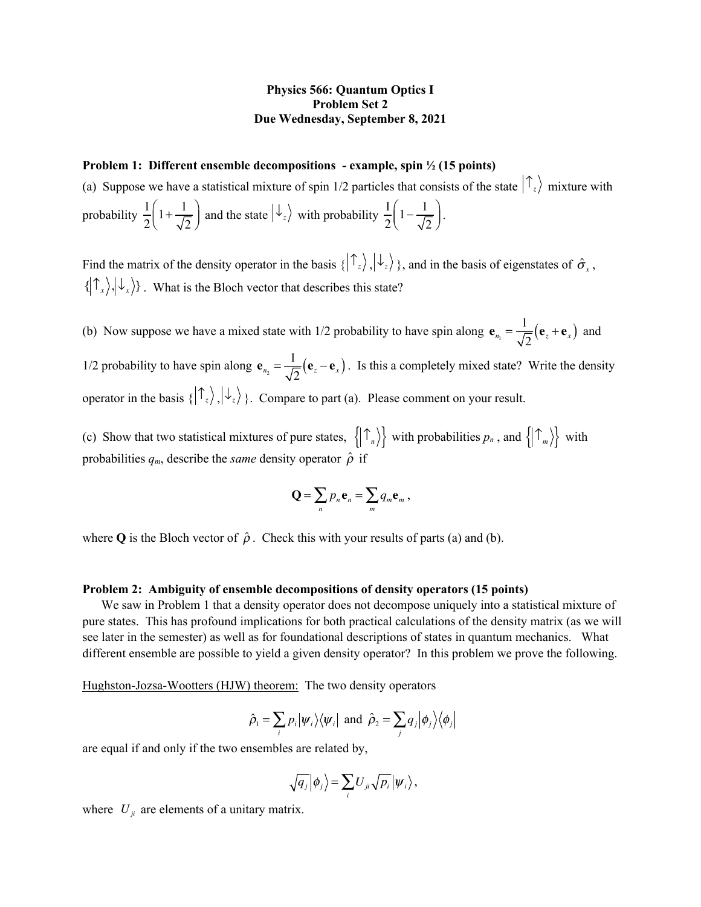**Physics 566: Quantum Optics I**
**Problem Set 2**
**Due Wednesday, September 8, 2021**

**Problem 1: Different ensemble decompositions - example, spin ½ (15 points)**

(a) Suppose we have a statistical mixture of spin 1/2 particles that consists of the state $|\uparrow_z\rangle$ mixture with probability $\frac{1}{2}\left(1+\frac{1}{\sqrt{2}}\right)$ and the state $|\downarrow_z\rangle$ with probability $\frac{1}{2}\left(1-\frac{1}{\sqrt{2}}\right)$.

Find the matrix of the density operator in the basis $\{|\uparrow_z\rangle, |\downarrow_z\rangle\}$, and in the basis of eigenstates of $\hat{\sigma}_x$, $\{|\uparrow_x\rangle, |\downarrow_x\rangle\}$. What is the Bloch vector that describes this state?

(b) Now suppose we have a mixed state with 1/2 probability to have spin along $\mathbf{e}_{n_1} = \frac{1}{\sqrt{2}}(\mathbf{e}_z + \mathbf{e}_x)$ and 1/2 probability to have spin along $\mathbf{e}_{n_2} = \frac{1}{\sqrt{2}}(\mathbf{e}_z - \mathbf{e}_x)$. Is this a completely mixed state? Write the density operator in the basis $\{|\uparrow_z\rangle, |\downarrow_z\rangle\}$. Compare to part (a). Please comment on your result.

(c) Show that two statistical mixtures of pure states, $\{|\uparrow_n\rangle\}$ with probabilities $p_n$, and $\{|\uparrow_m\rangle\}$ with probabilities $q_m$, describe the *same* density operator $\hat{\rho}$ if

$$\mathbf{Q} = \sum_n p_n \mathbf{e}_n = \sum_m q_m \mathbf{e}_m ,$$

where $\mathbf{Q}$ is the Bloch vector of $\hat{\rho}$. Check this with your results of parts (a) and (b).

**Problem 2: Ambiguity of ensemble decompositions of density operators (15 points)**

We saw in Problem 1 that a density operator does not decompose uniquely into a statistical mixture of pure states. This has profound implications for both practical calculations of the density matrix (as we will see later in the semester) as well as for foundational descriptions of states in quantum mechanics. What different ensemble are possible to yield a given density operator? In this problem we prove the following.

Hughston-Jozsa-Wootters (HJW) theorem: The two density operators

$$\hat{\rho}_1 = \sum_i p_i |\psi_i\rangle\langle\psi_i| \text{ and } \hat{\rho}_2 = \sum_j q_j |\phi_j\rangle\langle\phi_j|$$

are equal if and only if the two ensembles are related by,

$$\sqrt{q_j}\,|\phi_j\rangle = \sum_i U_{ji}\sqrt{p_i}\,|\psi_i\rangle ,$$

where $U_{ji}$ are elements of a unitary matrix.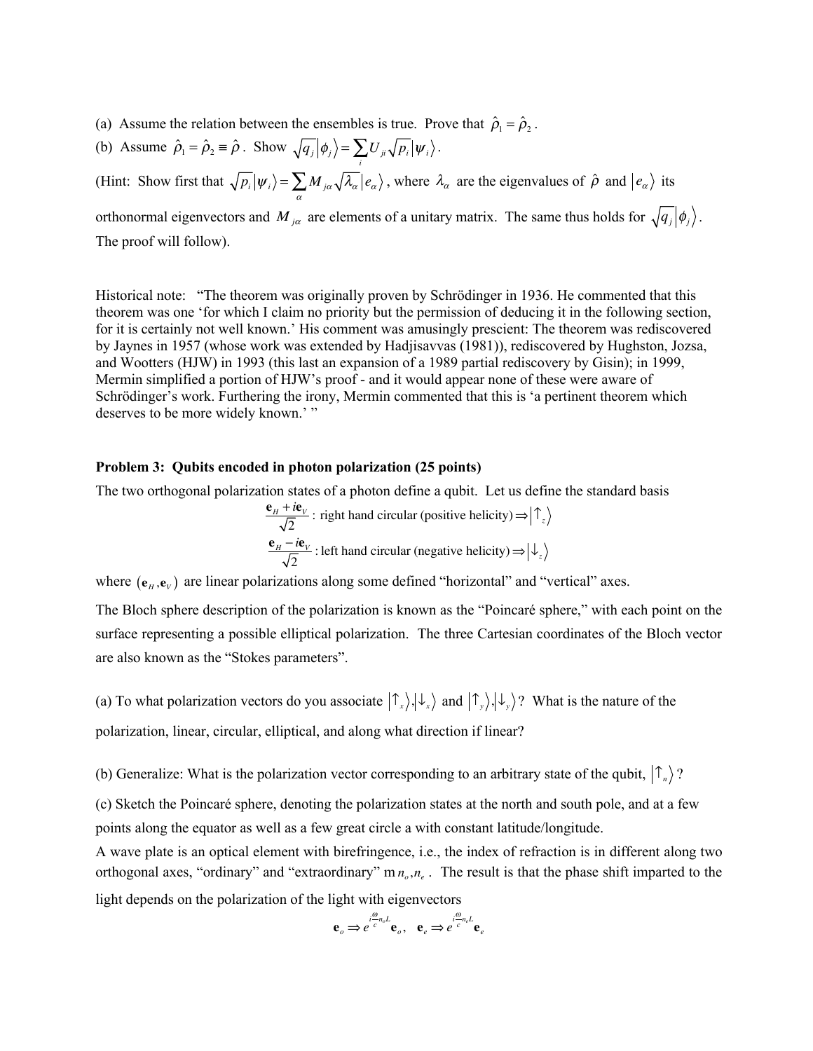(a) Assume the relation between the ensembles is true. Prove that $\hat{\rho}_1 = \hat{\rho}_2$.

(b) Assume $\hat{\rho}_1 = \hat{\rho}_2 \equiv \hat{\rho}$. Show $\sqrt{q_j}\left|\phi_j\right\rangle = \sum_i U_{ji}\sqrt{p_i}\left|\psi_i\right\rangle$.

(Hint: Show first that $\sqrt{p_i}\left|\psi_i\right\rangle = \sum_\alpha M_{j\alpha}\sqrt{\lambda_\alpha}\left|e_\alpha\right\rangle$, where $\lambda_\alpha$ are the eigenvalues of $\hat{\rho}$ and $\left|e_\alpha\right\rangle$ its orthonormal eigenvectors and $M_{j\alpha}$ are elements of a unitary matrix. The same thus holds for $\sqrt{q_j}\left|\phi_j\right\rangle$. The proof will follow).

Historical note: "The theorem was originally proven by Schrödinger in 1936. He commented that this theorem was one 'for which I claim no priority but the permission of deducing it in the following section, for it is certainly not well known.' His comment was amusingly prescient: The theorem was rediscovered by Jaynes in 1957 (whose work was extended by Hadjisavvas (1981)), rediscovered by Hughston, Jozsa, and Wootters (HJW) in 1993 (this last an expansion of a 1989 partial rediscovery by Gisin); in 1999, Mermin simplified a portion of HJW's proof - and it would appear none of these were aware of Schrödinger's work. Furthering the irony, Mermin commented that this is 'a pertinent theorem which deserves to be more widely known.' "

**Problem 3: Qubits encoded in photon polarization (25 points)**

The two orthogonal polarization states of a photon define a qubit. Let us define the standard basis

$$\frac{\mathbf{e}_H + i\mathbf{e}_V}{\sqrt{2}} : \text{ right hand circular (positive helicity)} \Rightarrow \left|\uparrow_z\right\rangle$$

$$\frac{\mathbf{e}_H - i\mathbf{e}_V}{\sqrt{2}} : \text{left hand circular (negative helicity)} \Rightarrow \left|\downarrow_z\right\rangle$$

where $(\mathbf{e}_H, \mathbf{e}_V)$ are linear polarizations along some defined "horizontal" and "vertical" axes.

The Bloch sphere description of the polarization is known as the "Poincaré sphere," with each point on the surface representing a possible elliptical polarization. The three Cartesian coordinates of the Bloch vector are also known as the "Stokes parameters".

(a) To what polarization vectors do you associate $\left|\uparrow_x\right\rangle, \left|\downarrow_x\right\rangle$ and $\left|\uparrow_y\right\rangle, \left|\downarrow_y\right\rangle$? What is the nature of the polarization, linear, circular, elliptical, and along what direction if linear?

(b) Generalize: What is the polarization vector corresponding to an arbitrary state of the qubit, $\left|\uparrow_n\right\rangle$?

(c) Sketch the Poincaré sphere, denoting the polarization states at the north and south pole, and at a few points along the equator as well as a few great circle a with constant latitude/longitude.

A wave plate is an optical element with birefringence, i.e., the index of refraction is in different along two orthogonal axes, "ordinary" and "extraordinary" m $n_o, n_e$. The result is that the phase shift imparted to the light depends on the polarization of the light with eigenvectors

$$\mathbf{e}_o \Rightarrow e^{i\frac{\omega}{c}n_o L}\mathbf{e}_o, \quad \mathbf{e}_e \Rightarrow e^{i\frac{\omega}{c}n_e L}\mathbf{e}_e$$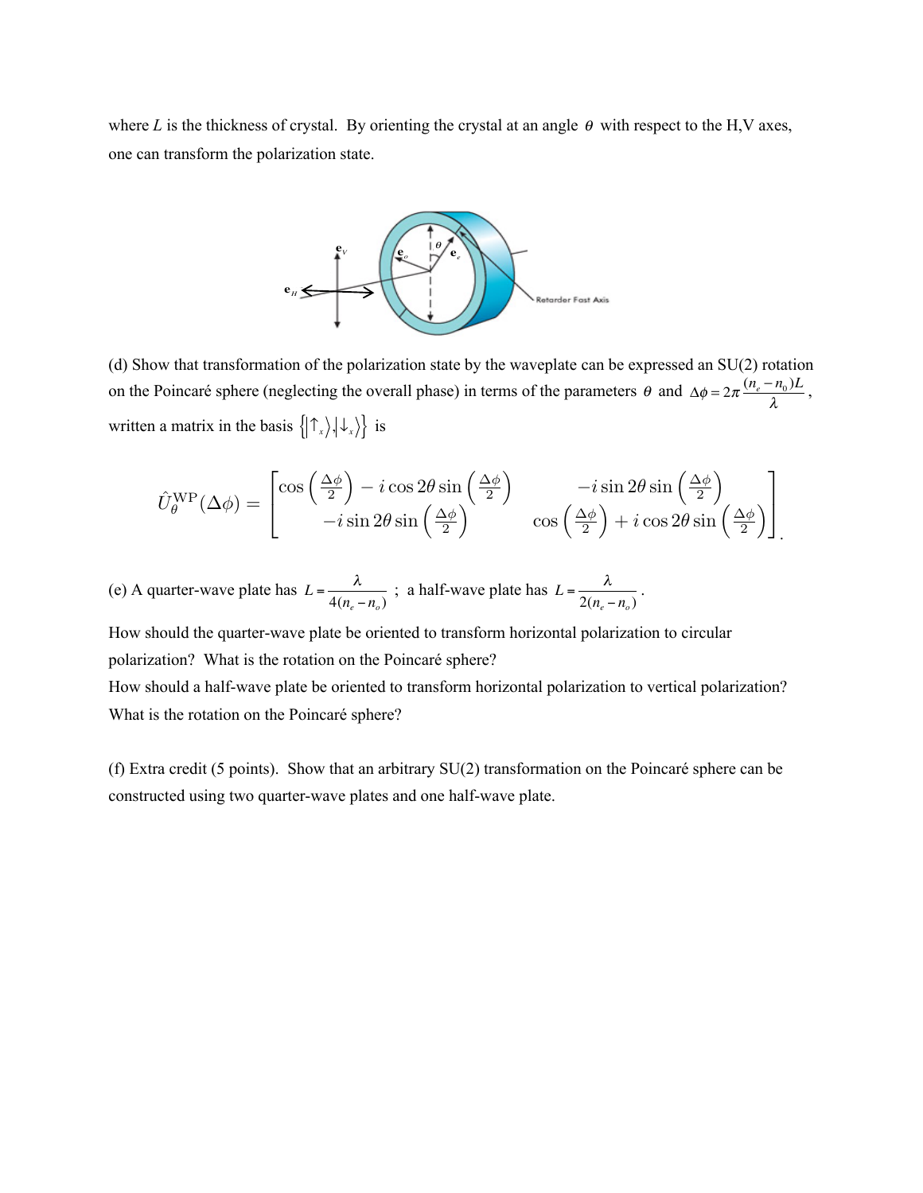where $L$ is the thickness of crystal. By orienting the crystal at an angle $\theta$ with respect to the H,V axes, one can transform the polarization state.

$\mathbf{e}_V$

$\mathbf{e}_H$

$\mathbf{e}_o$

$\theta$

$\mathbf{e}_e$

Retarder Fast Axis

(d) Show that transformation of the polarization state by the waveplate can be expressed an SU(2) rotation on the Poincaré sphere (neglecting the overall phase) in terms of the parameters $\theta$ and $\Delta\phi = 2\pi \frac{(n_e - n_0)L}{\lambda}$, written a matrix in the basis $\{|\uparrow_x\rangle, |\downarrow_x\rangle\}$ is

$$\hat{U}_\theta^{\mathrm{WP}}(\Delta\phi) = \begin{bmatrix} \cos\left(\frac{\Delta\phi}{2}\right) - i\cos 2\theta \sin\left(\frac{\Delta\phi}{2}\right) & -i\sin 2\theta \sin\left(\frac{\Delta\phi}{2}\right) \\ -i\sin 2\theta \sin\left(\frac{\Delta\phi}{2}\right) & \cos\left(\frac{\Delta\phi}{2}\right) + i\cos 2\theta \sin\left(\frac{\Delta\phi}{2}\right) \end{bmatrix}.$$

(e) A quarter-wave plate has $L = \frac{\lambda}{4(n_e - n_o)}$ ; a half-wave plate has $L = \frac{\lambda}{2(n_e - n_o)}$.

How should the quarter-wave plate be oriented to transform horizontal polarization to circular polarization? What is the rotation on the Poincaré sphere?

How should a half-wave plate be oriented to transform horizontal polarization to vertical polarization? What is the rotation on the Poincaré sphere?

(f) Extra credit (5 points). Show that an arbitrary SU(2) transformation on the Poincaré sphere can be constructed using two quarter-wave plates and one half-wave plate.